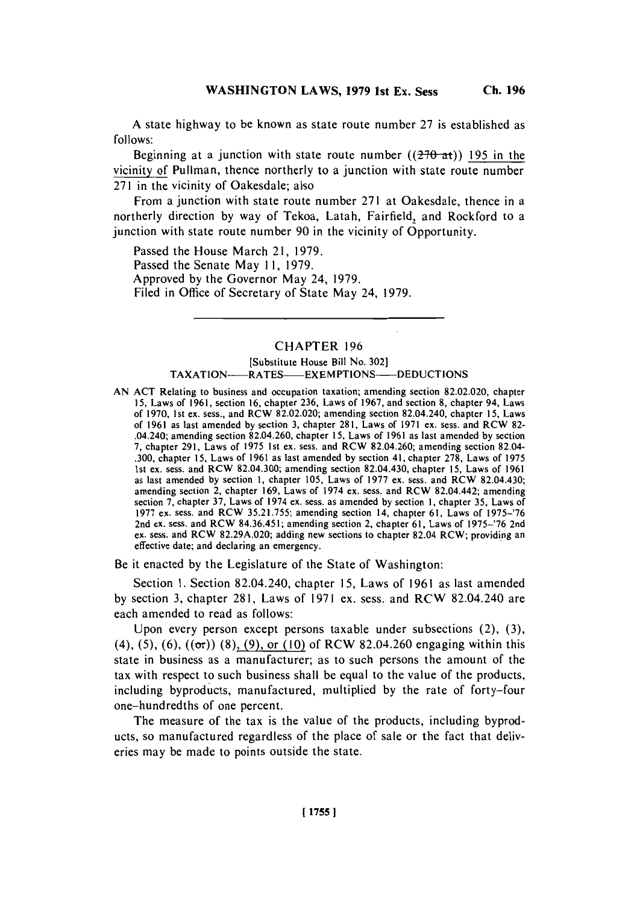A state highway to be known as state route number 27 is established as follows:

Beginning at a junction with state route number ((~~270 at~~)) <u>195 in the vicinity of</u> Pullman, thence northerly to a junction with state route number 271 in the vicinity of Oakesdale; also

From a junction with state route number 271 at Oakesdale, thence in a northerly direction by way of Tekoa, Latah, Fairfield, and Rockford to a junction with state route number 90 in the vicinity of Opportunity.

Passed the House March 21, 1979.
Passed the Senate May 11, 1979.
Approved by the Governor May 24, 1979.
Filed in Office of Secretary of State May 24, 1979.

---

## CHAPTER 196

### [Substitute House Bill No. 302]

### TAXATION——RATES——EXEMPTIONS——DEDUCTIONS

AN ACT Relating to business and occupation taxation; amending section 82.02.020, chapter 15, Laws of 1961, section 16, chapter 236, Laws of 1967, and section 8, chapter 94, Laws of 1970, 1st ex. sess., and RCW 82.02.020; amending section 82.04.240, chapter 15, Laws of 1961 as last amended by section 3, chapter 281, Laws of 1971 ex. sess. and RCW 82-.04.240; amending section 82.04.260, chapter 15, Laws of 1961 as last amended by section 7, chapter 291, Laws of 1975 1st ex. sess. and RCW 82.04.260; amending section 82.04-.300, chapter 15, Laws of 1961 as last amended by section 41, chapter 278, Laws of 1975 1st ex. sess. and RCW 82.04.300; amending section 82.04.430, chapter 15, Laws of 1961 as last amended by section 1, chapter 105, Laws of 1977 ex. sess. and RCW 82.04.430; amending section 2, chapter 169, Laws of 1974 ex. sess. and RCW 82.04.442; amending section 7, chapter 37, Laws of 1974 ex. sess. as amended by section 1, chapter 35, Laws of 1977 ex. sess. and RCW 35.21.755; amending section 14, chapter 61, Laws of 1975-'76 2nd ex. sess. and RCW 84.36.451; amending section 2, chapter 61, Laws of 1975-'76 2nd ex. sess. and RCW 82.29A.020; adding new sections to chapter 82.04 RCW; providing an effective date; and declaring an emergency.

Be it enacted by the Legislature of the State of Washington:

Section 1. Section 82.04.240, chapter 15, Laws of 1961 as last amended by section 3, chapter 281, Laws of 1971 ex. sess. and RCW 82.04.240 are each amended to read as follows:

Upon every person except persons taxable under subsections (2), (3), (4), (5), (6), ((~~or~~)) (8)<u>, (9), or (10)</u> of RCW 82.04.260 engaging within this state in business as a manufacturer; as to such persons the amount of the tax with respect to such business shall be equal to the value of the products, including byproducts, manufactured, multiplied by the rate of forty-four one-hundredths of one percent.

The measure of the tax is the value of the products, including byproducts, so manufactured regardless of the place of sale or the fact that deliveries may be made to points outside the state.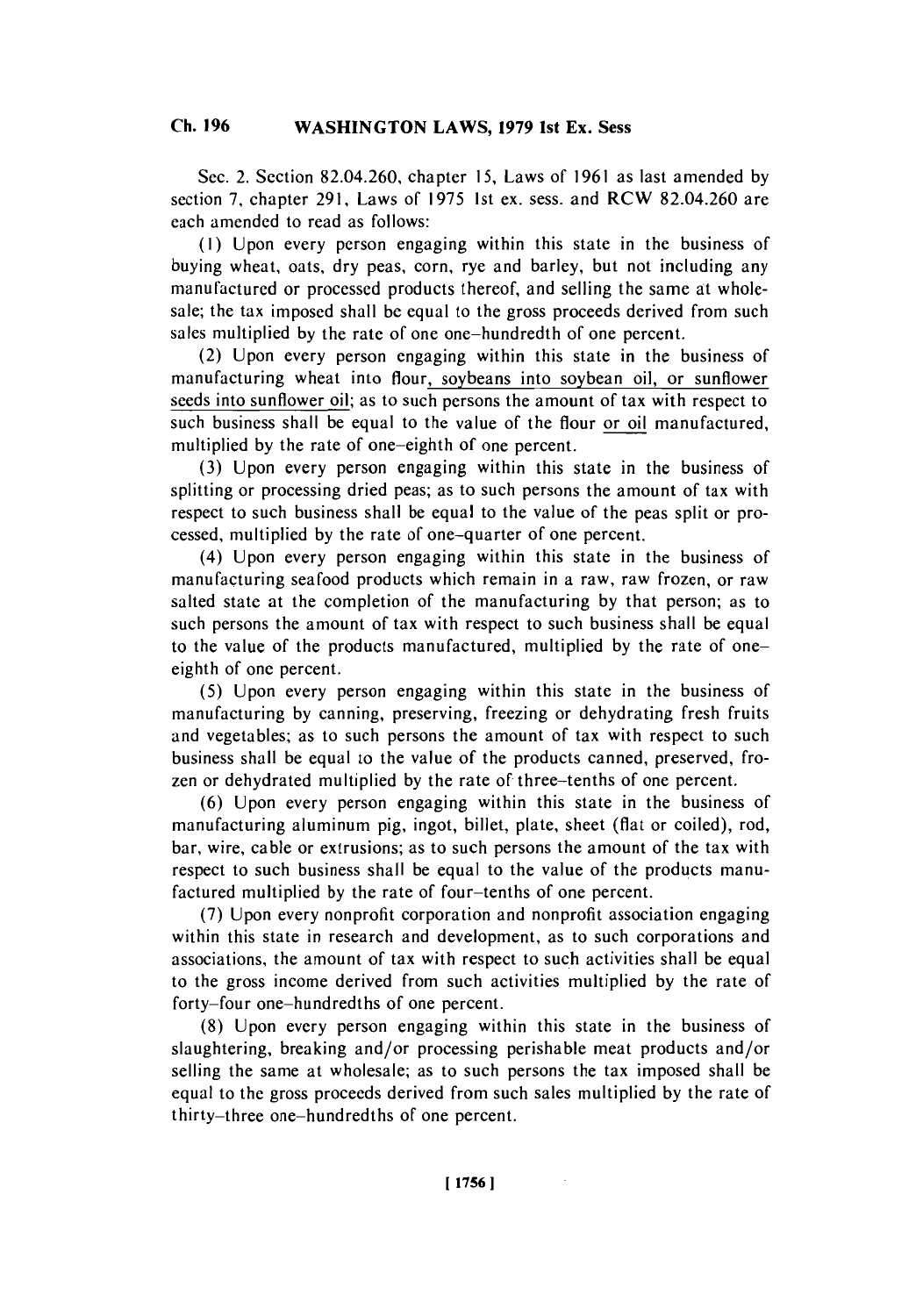Sec. 2. Section 82.04.260, chapter 15, Laws of 1961 as last amended by section 7, chapter 291, Laws of 1975 1st ex. sess. and RCW 82.04.260 are each amended to read as follows:

(1) Upon every person engaging within this state in the business of buying wheat, oats, dry peas, corn, rye and barley, but not including any manufactured or processed products thereof, and selling the same at wholesale; the tax imposed shall be equal to the gross proceeds derived from such sales multiplied by the rate of one one-hundredth of one percent.

(2) Upon every person engaging within this state in the business of manufacturing wheat into flour, soybeans into soybean oil, or sunflower seeds into sunflower oil; as to such persons the amount of tax with respect to such business shall be equal to the value of the flour or oil manufactured, multiplied by the rate of one-eighth of one percent.

(3) Upon every person engaging within this state in the business of splitting or processing dried peas; as to such persons the amount of tax with respect to such business shall be equal to the value of the peas split or processed, multiplied by the rate of one-quarter of one percent.

(4) Upon every person engaging within this state in the business of manufacturing seafood products which remain in a raw, raw frozen, or raw salted state at the completion of the manufacturing by that person; as to such persons the amount of tax with respect to such business shall be equal to the value of the products manufactured, multiplied by the rate of one-eighth of one percent.

(5) Upon every person engaging within this state in the business of manufacturing by canning, preserving, freezing or dehydrating fresh fruits and vegetables; as to such persons the amount of tax with respect to such business shall be equal to the value of the products canned, preserved, frozen or dehydrated multiplied by the rate of three-tenths of one percent.

(6) Upon every person engaging within this state in the business of manufacturing aluminum pig, ingot, billet, plate, sheet (flat or coiled), rod, bar, wire, cable or extrusions; as to such persons the amount of the tax with respect to such business shall be equal to the value of the products manufactured multiplied by the rate of four-tenths of one percent.

(7) Upon every nonprofit corporation and nonprofit association engaging within this state in research and development, as to such corporations and associations, the amount of tax with respect to such activities shall be equal to the gross income derived from such activities multiplied by the rate of forty-four one-hundredths of one percent.

(8) Upon every person engaging within this state in the business of slaughtering, breaking and/or processing perishable meat products and/or selling the same at wholesale; as to such persons the tax imposed shall be equal to the gross proceeds derived from such sales multiplied by the rate of thirty-three one-hundredths of one percent.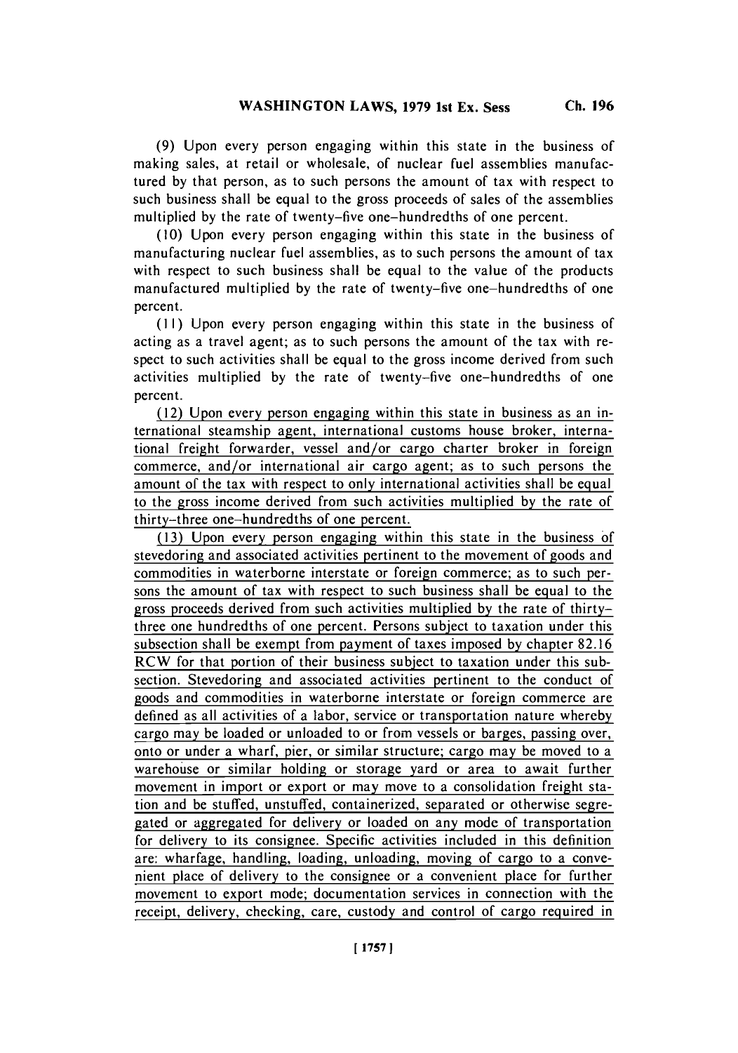(9) Upon every person engaging within this state in the business of making sales, at retail or wholesale, of nuclear fuel assemblies manufactured by that person, as to such persons the amount of tax with respect to such business shall be equal to the gross proceeds of sales of the assemblies multiplied by the rate of twenty-five one-hundredths of one percent.

(10) Upon every person engaging within this state in the business of manufacturing nuclear fuel assemblies, as to such persons the amount of tax with respect to such business shall be equal to the value of the products manufactured multiplied by the rate of twenty-five one-hundredths of one percent.

(11) Upon every person engaging within this state in the business of acting as a travel agent; as to such persons the amount of the tax with respect to such activities shall be equal to the gross income derived from such activities multiplied by the rate of twenty-five one-hundredths of one percent.

<u>(12) Upon every person engaging within this state in business as an international steamship agent, international customs house broker, international freight forwarder, vessel and/or cargo charter broker in foreign commerce, and/or international air cargo agent; as to such persons the amount of the tax with respect to only international activities shall be equal to the gross income derived from such activities multiplied by the rate of thirty-three one-hundredths of one percent.</u>

<u>(13) Upon every person engaging within this state in the business of stevedoring and associated activities pertinent to the movement of goods and commodities in waterborne interstate or foreign commerce; as to such persons the amount of tax with respect to such business shall be equal to the gross proceeds derived from such activities multiplied by the rate of thirty-three one hundredths of one percent. Persons subject to taxation under this subsection shall be exempt from payment of taxes imposed by chapter 82.16 RCW for that portion of their business subject to taxation under this subsection. Stevedoring and associated activities pertinent to the conduct of goods and commodities in waterborne interstate or foreign commerce are defined as all activities of a labor, service or transportation nature whereby cargo may be loaded or unloaded to or from vessels or barges, passing over, onto or under a wharf, pier, or similar structure; cargo may be moved to a warehouse or similar holding or storage yard or area to await further movement in import or export or may move to a consolidation freight station and be stuffed, unstuffed, containerized, separated or otherwise segregated or aggregated for delivery or loaded on any mode of transportation for delivery to its consignee. Specific activities included in this definition are: wharfage, handling, loading, unloading, moving of cargo to a convenient place of delivery to the consignee or a convenient place for further movement to export mode; documentation services in connection with the receipt, delivery, checking, care, custody and control of cargo required in</u>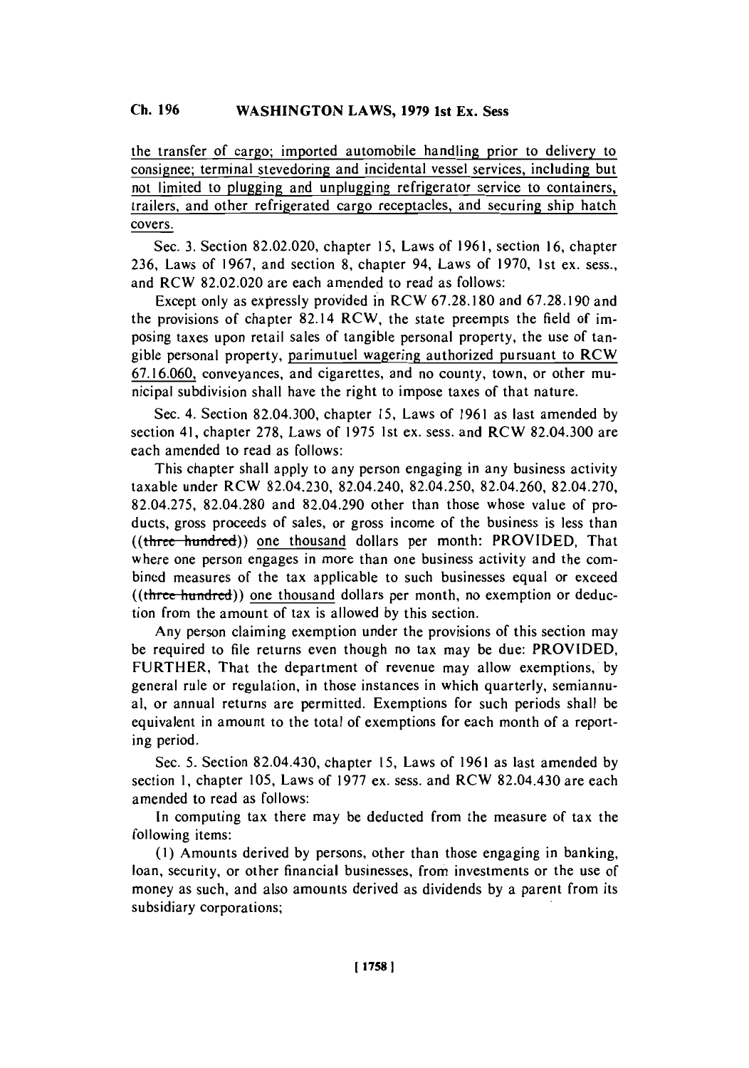the transfer of cargo; imported automobile handling prior to delivery to consignee; terminal stevedoring and incidental vessel services, including but not limited to plugging and unplugging refrigerator service to containers, trailers, and other refrigerated cargo receptacles, and securing ship hatch covers.

Sec. 3. Section 82.02.020, chapter 15, Laws of 1961, section 16, chapter 236, Laws of 1967, and section 8, chapter 94, Laws of 1970, 1st ex. sess., and RCW 82.02.020 are each amended to read as follows:

Except only as expressly provided in RCW 67.28.180 and 67.28.190 and the provisions of chapter 82.14 RCW, the state preempts the field of imposing taxes upon retail sales of tangible personal property, the use of tangible personal property, parimutuel wagering authorized pursuant to RCW 67.16.060, conveyances, and cigarettes, and no county, town, or other municipal subdivision shall have the right to impose taxes of that nature.

Sec. 4. Section 82.04.300, chapter 15, Laws of 1961 as last amended by section 41, chapter 278, Laws of 1975 1st ex. sess. and RCW 82.04.300 are each amended to read as follows:

This chapter shall apply to any person engaging in any business activity taxable under RCW 82.04.230, 82.04.240, 82.04.250, 82.04.260, 82.04.270, 82.04.275, 82.04.280 and 82.04.290 other than those whose value of products, gross proceeds of sales, or gross income of the business is less than ((~~three hundred~~)) one thousand dollars per month: PROVIDED, That where one person engages in more than one business activity and the combined measures of the tax applicable to such businesses equal or exceed ((~~three hundred~~)) one thousand dollars per month, no exemption or deduction from the amount of tax is allowed by this section.

Any person claiming exemption under the provisions of this section may be required to file returns even though no tax may be due: PROVIDED, FURTHER, That the department of revenue may allow exemptions, by general rule or regulation, in those instances in which quarterly, semiannual, or annual returns are permitted. Exemptions for such periods shall be equivalent in amount to the total of exemptions for each month of a reporting period.

Sec. 5. Section 82.04.430, chapter 15, Laws of 1961 as last amended by section 1, chapter 105, Laws of 1977 ex. sess. and RCW 82.04.430 are each amended to read as follows:

In computing tax there may be deducted from the measure of tax the following items:

(1) Amounts derived by persons, other than those engaging in banking, loan, security, or other financial businesses, from investments or the use of money as such, and also amounts derived as dividends by a parent from its subsidiary corporations;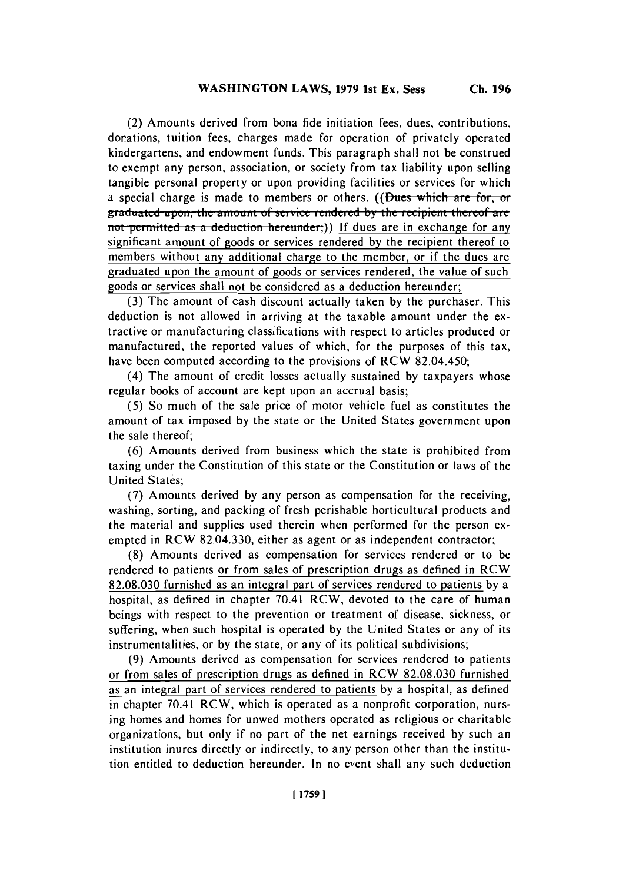(2) Amounts derived from bona fide initiation fees, dues, contributions, donations, tuition fees, charges made for operation of privately operated kindergartens, and endowment funds. This paragraph shall not be construed to exempt any person, association, or society from tax liability upon selling tangible personal property or upon providing facilities or services for which a special charge is made to members or others. ((~~Dues which are for, or graduated upon, the amount of service rendered by the recipient thereof are not permitted as a deduction hereunder;~~)) <u>If dues are in exchange for any significant amount of goods or services rendered by the recipient thereof to members without any additional charge to the member, or if the dues are graduated upon the amount of goods or services rendered, the value of such goods or services shall not be considered as a deduction hereunder;</u>

(3) The amount of cash discount actually taken by the purchaser. This deduction is not allowed in arriving at the taxable amount under the extractive or manufacturing classifications with respect to articles produced or manufactured, the reported values of which, for the purposes of this tax, have been computed according to the provisions of RCW 82.04.450;

(4) The amount of credit losses actually sustained by taxpayers whose regular books of account are kept upon an accrual basis;

(5) So much of the sale price of motor vehicle fuel as constitutes the amount of tax imposed by the state or the United States government upon the sale thereof;

(6) Amounts derived from business which the state is prohibited from taxing under the Constitution of this state or the Constitution or laws of the United States;

(7) Amounts derived by any person as compensation for the receiving, washing, sorting, and packing of fresh perishable horticultural products and the material and supplies used therein when performed for the person exempted in RCW 82.04.330, either as agent or as independent contractor;

(8) Amounts derived as compensation for services rendered or to be rendered to patients <u>or from sales of prescription drugs as defined in RCW 82.08.030 furnished as an integral part of services rendered to patients</u> by a hospital, as defined in chapter 70.41 RCW, devoted to the care of human beings with respect to the prevention or treatment of disease, sickness, or suffering, when such hospital is operated by the United States or any of its instrumentalities, or by the state, or any of its political subdivisions;

(9) Amounts derived as compensation for services rendered to patients <u>or from sales of prescription drugs as defined in RCW 82.08.030 furnished as an integral part of services rendered to patients</u> by a hospital, as defined in chapter 70.41 RCW, which is operated as a nonprofit corporation, nursing homes and homes for unwed mothers operated as religious or charitable organizations, but only if no part of the net earnings received by such an institution inures directly or indirectly, to any person other than the institution entitled to deduction hereunder. In no event shall any such deduction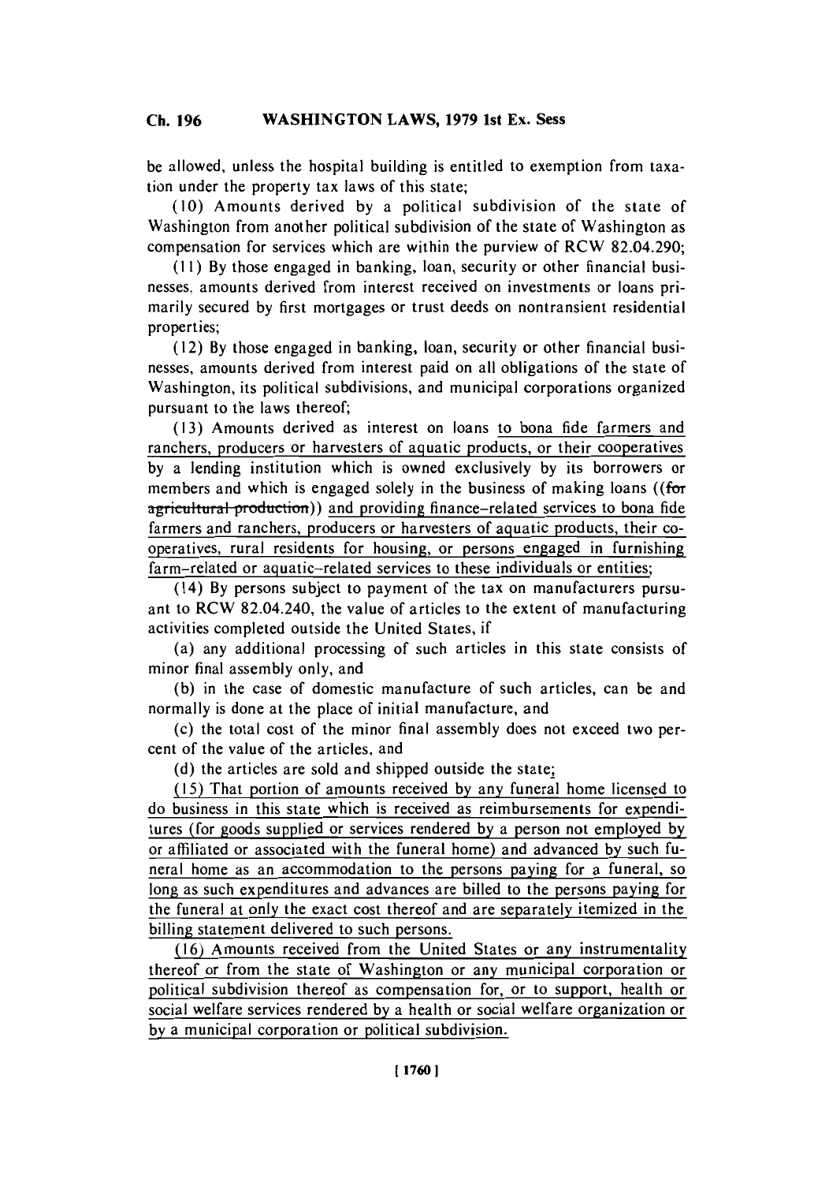be allowed, unless the hospital building is entitled to exemption from taxation under the property tax laws of this state;

(10) Amounts derived by a political subdivision of the state of Washington from another political subdivision of the state of Washington as compensation for services which are within the purview of RCW 82.04.290;

(11) By those engaged in banking, loan, security or other financial businesses, amounts derived from interest received on investments or loans primarily secured by first mortgages or trust deeds on nontransient residential properties;

(12) By those engaged in banking, loan, security or other financial businesses, amounts derived from interest paid on all obligations of the state of Washington, its political subdivisions, and municipal corporations organized pursuant to the laws thereof;

(13) Amounts derived as interest on loans to bona fide farmers and ranchers, producers or harvesters of aquatic products, or their cooperatives by a lending institution which is owned exclusively by its borrowers or members and which is engaged solely in the business of making loans ((~~for agricultural production~~)) and providing finance-related services to bona fide farmers and ranchers, producers or harvesters of aquatic products, their cooperatives, rural residents for housing, or persons engaged in furnishing farm-related or aquatic-related services to these individuals or entities;

(14) By persons subject to payment of the tax on manufacturers pursuant to RCW 82.04.240, the value of articles to the extent of manufacturing activities completed outside the United States, if

(a) any additional processing of such articles in this state consists of minor final assembly only, and

(b) in the case of domestic manufacture of such articles, can be and normally is done at the place of initial manufacture, and

(c) the total cost of the minor final assembly does not exceed two percent of the value of the articles, and

(d) the articles are sold and shipped outside the state;

(15) That portion of amounts received by any funeral home licensed to do business in this state which is received as reimbursements for expenditures (for goods supplied or services rendered by a person not employed by or affiliated or associated with the funeral home) and advanced by such funeral home as an accommodation to the persons paying for a funeral, so long as such expenditures and advances are billed to the persons paying for the funeral at only the exact cost thereof and are separately itemized in the billing statement delivered to such persons.

(16) Amounts received from the United States or any instrumentality thereof or from the state of Washington or any municipal corporation or political subdivision thereof as compensation for, or to support, health or social welfare services rendered by a health or social welfare organization or by a municipal corporation or political subdivision.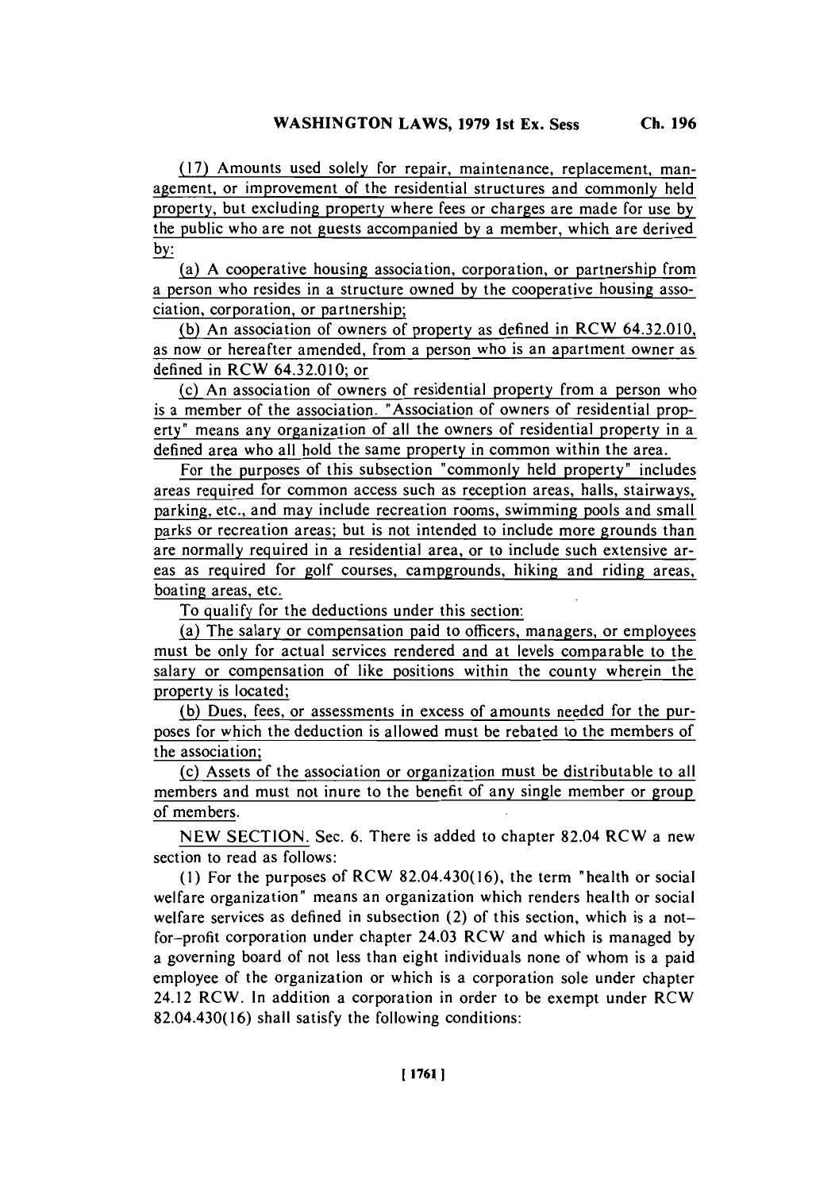(17) Amounts used solely for repair, maintenance, replacement, management, or improvement of the residential structures and commonly held property, but excluding property where fees or charges are made for use by the public who are not guests accompanied by a member, which are derived by:

(a) A cooperative housing association, corporation, or partnership from a person who resides in a structure owned by the cooperative housing association, corporation, or partnership;

(b) An association of owners of property as defined in RCW 64.32.010, as now or hereafter amended, from a person who is an apartment owner as defined in RCW 64.32.010; or

(c) An association of owners of residential property from a person who is a member of the association. "Association of owners of residential property" means any organization of all the owners of residential property in a defined area who all hold the same property in common within the area.

For the purposes of this subsection "commonly held property" includes areas required for common access such as reception areas, halls, stairways, parking, etc., and may include recreation rooms, swimming pools and small parks or recreation areas; but is not intended to include more grounds than are normally required in a residential area, or to include such extensive areas as required for golf courses, campgrounds, hiking and riding areas, boating areas, etc.

To qualify for the deductions under this section:

(a) The salary or compensation paid to officers, managers, or employees must be only for actual services rendered and at levels comparable to the salary or compensation of like positions within the county wherein the property is located;

(b) Dues, fees, or assessments in excess of amounts needed for the purposes for which the deduction is allowed must be rebated to the members of the association;

(c) Assets of the association or organization must be distributable to all members and must not inure to the benefit of any single member or group of members.

NEW SECTION. Sec. 6. There is added to chapter 82.04 RCW a new section to read as follows:

(1) For the purposes of RCW 82.04.430(16), the term "health or social welfare organization" means an organization which renders health or social welfare services as defined in subsection (2) of this section, which is a not-for-profit corporation under chapter 24.03 RCW and which is managed by a governing board of not less than eight individuals none of whom is a paid employee of the organization or which is a corporation sole under chapter 24.12 RCW. In addition a corporation in order to be exempt under RCW 82.04.430(16) shall satisfy the following conditions: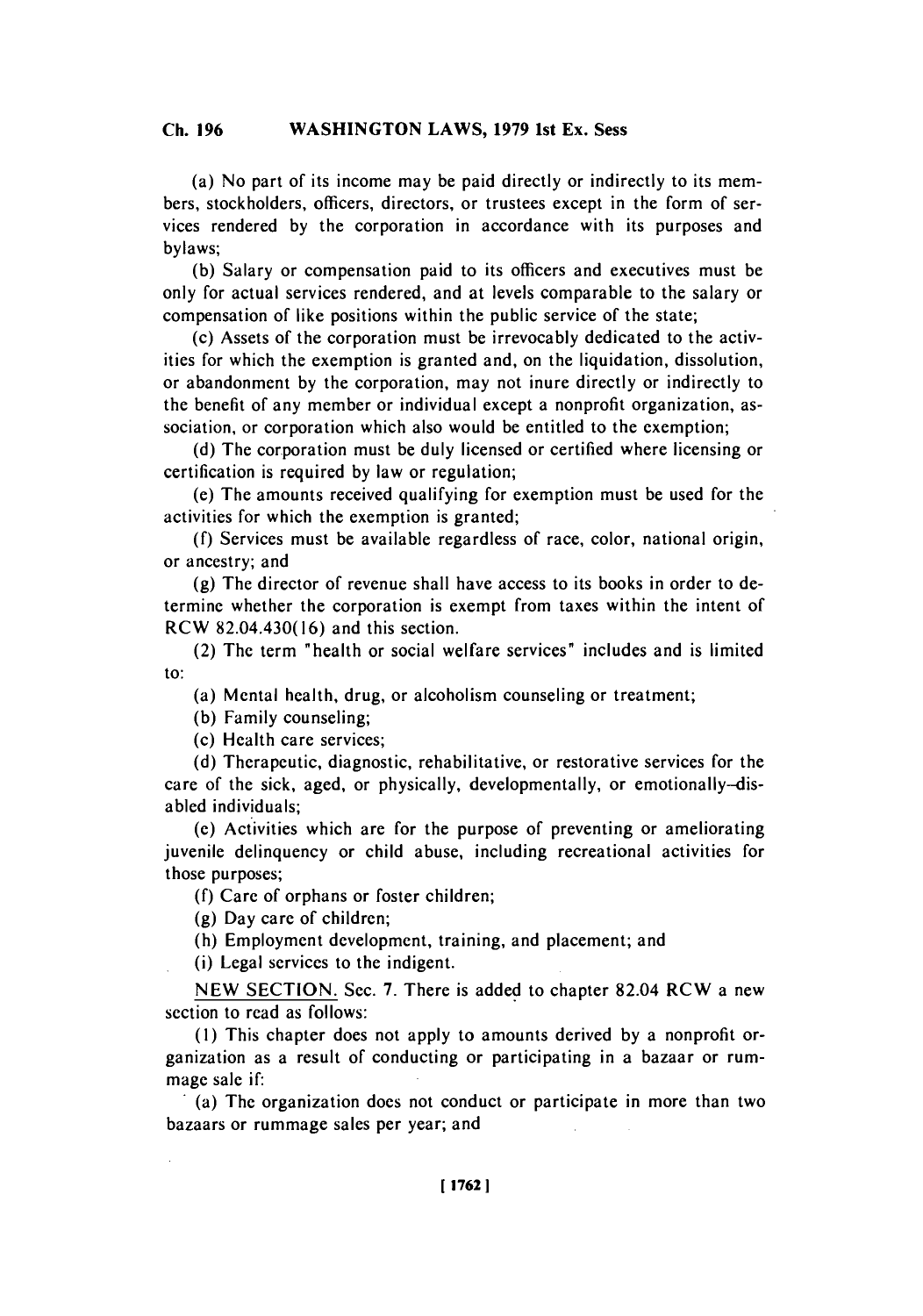(a) No part of its income may be paid directly or indirectly to its members, stockholders, officers, directors, or trustees except in the form of services rendered by the corporation in accordance with its purposes and bylaws;

(b) Salary or compensation paid to its officers and executives must be only for actual services rendered, and at levels comparable to the salary or compensation of like positions within the public service of the state;

(c) Assets of the corporation must be irrevocably dedicated to the activities for which the exemption is granted and, on the liquidation, dissolution, or abandonment by the corporation, may not inure directly or indirectly to the benefit of any member or individual except a nonprofit organization, association, or corporation which also would be entitled to the exemption;

(d) The corporation must be duly licensed or certified where licensing or certification is required by law or regulation;

(e) The amounts received qualifying for exemption must be used for the activities for which the exemption is granted;

(f) Services must be available regardless of race, color, national origin, or ancestry; and

(g) The director of revenue shall have access to its books in order to determine whether the corporation is exempt from taxes within the intent of RCW 82.04.430(16) and this section.

(2) The term "health or social welfare services" includes and is limited to:

(a) Mental health, drug, or alcoholism counseling or treatment;

(b) Family counseling;

(c) Health care services;

(d) Therapeutic, diagnostic, rehabilitative, or restorative services for the care of the sick, aged, or physically, developmentally, or emotionally-disabled individuals;

(e) Activities which are for the purpose of preventing or ameliorating juvenile delinquency or child abuse, including recreational activities for those purposes;

(f) Care of orphans or foster children;

(g) Day care of children;

(h) Employment development, training, and placement; and

(i) Legal services to the indigent.

NEW SECTION. Sec. 7. There is added to chapter 82.04 RCW a new section to read as follows:

(1) This chapter does not apply to amounts derived by a nonprofit organization as a result of conducting or participating in a bazaar or rummage sale if:

(a) The organization does not conduct or participate in more than two bazaars or rummage sales per year; and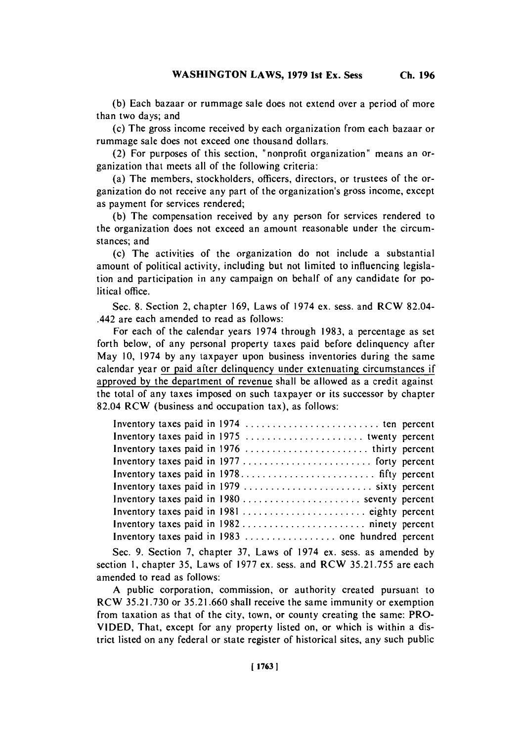(b) Each bazaar or rummage sale does not extend over a period of more than two days; and

(c) The gross income received by each organization from each bazaar or rummage sale does not exceed one thousand dollars.

(2) For purposes of this section, "nonprofit organization" means an organization that meets all of the following criteria:

(a) The members, stockholders, officers, directors, or trustees of the organization do not receive any part of the organization's gross income, except as payment for services rendered;

(b) The compensation received by any person for services rendered to the organization does not exceed an amount reasonable under the circumstances; and

(c) The activities of the organization do not include a substantial amount of political activity, including but not limited to influencing legislation and participation in any campaign on behalf of any candidate for political office.

Sec. 8. Section 2, chapter 169, Laws of 1974 ex. sess. and RCW 82.04-.442 are each amended to read as follows:

For each of the calendar years 1974 through 1983, a percentage as set forth below, of any personal property taxes paid before delinquency after May 10, 1974 by any taxpayer upon business inventories during the same calendar year <u>or paid after delinquency under extenuating circumstances if approved by the department of revenue</u> shall be allowed as a credit against the total of any taxes imposed on such taxpayer or its successor by chapter 82.04 RCW (business and occupation tax), as follows:

| | |
|---|---|
| Inventory taxes paid in 1974 | ten percent |
| Inventory taxes paid in 1975 | twenty percent |
| Inventory taxes paid in 1976 | thirty percent |
| Inventory taxes paid in 1977 | forty percent |
| Inventory taxes paid in 1978 | fifty percent |
| Inventory taxes paid in 1979 | sixty percent |
| Inventory taxes paid in 1980 | seventy percent |
| Inventory taxes paid in 1981 | eighty percent |
| Inventory taxes paid in 1982 | ninety percent |
| Inventory taxes paid in 1983 | one hundred percent |

Sec. 9. Section 7, chapter 37, Laws of 1974 ex. sess. as amended by section 1, chapter 35, Laws of 1977 ex. sess. and RCW 35.21.755 are each amended to read as follows:

A public corporation, commission, or authority created pursuant to RCW 35.21.730 or 35.21.660 shall receive the same immunity or exemption from taxation as that of the city, town, or county creating the same: PROVIDED, That, except for any property listed on, or which is within a district listed on any federal or state register of historical sites, any such public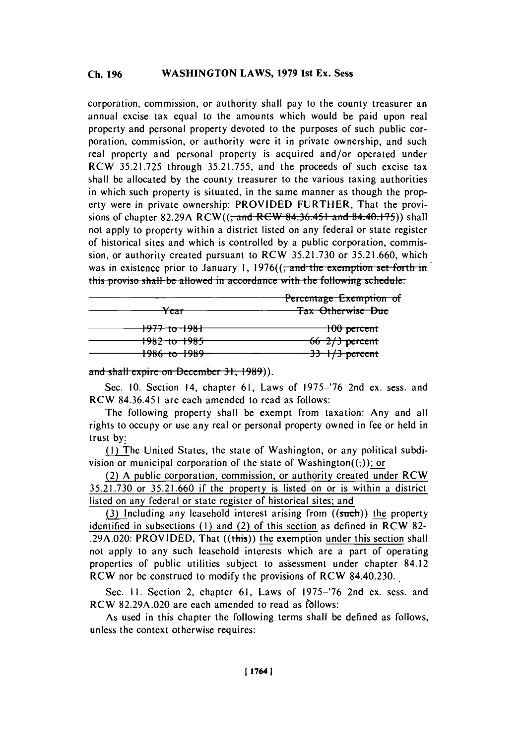corporation, commission, or authority shall pay to the county treasurer an annual excise tax equal to the amounts which would be paid upon real property and personal property devoted to the purposes of such public corporation, commission, or authority were it in private ownership, and such real property and personal property is acquired and/or operated under RCW 35.21.725 through 35.21.755, and the proceeds of such excise tax shall be allocated by the county treasurer to the various taxing authorities in which such property is situated, in the same manner as though the property were in private ownership: PROVIDED FURTHER, That the provisions of chapter 82.29A RCW((~~, and RCW 84.36.451 and 84.40.175~~)) shall not apply to property within a district listed on any federal or state register of historical sites and which is controlled by a public corporation, commission, or authority created pursuant to RCW 35.21.730 or 35.21.660, which was in existence prior to January 1, 1976((~~, and the exemption set forth in this proviso shall be allowed in accordance with the following schedule:~~

| ~~Year~~ | ~~Percentage Exemption of Tax Otherwise Due~~ |
|---|---|
| ~~1977 to 1981~~ | ~~100 percent~~ |
| ~~1982 to 1985~~ | ~~66 2/3 percent~~ |
| ~~1986 to 1989~~ | ~~33 1/3 percent~~ |

~~and shall expire on December 31, 1989~~)).

Sec. 10. Section 14, chapter 61, Laws of 1975–'76 2nd ex. sess. and RCW 84.36.451 are each amended to read as follows:

The following property shall be exempt from taxation: Any and all rights to occupy or use any real or personal property owned in fee or held in trust by:

(1) The United States, the state of Washington, or any political subdivision or municipal corporation of the state of Washington((;)); or

(2) A public corporation, commission, or authority created under RCW 35.21.730 or 35.21.660 if the property is listed on or is within a district listed on any federal or state register of historical sites; and

(3) Including any leasehold interest arising from ((~~such~~)) the property identified in subsections (1) and (2) of this section as defined in RCW 82.29A.020: PROVIDED, That ((~~this~~)) the exemption under this section shall not apply to any such leasehold interests which are a part of operating properties of public utilities subject to assessment under chapter 84.12 RCW nor be construed to modify the provisions of RCW 84.40.230.

Sec. 11. Section 2, chapter 61, Laws of 1975–'76 2nd ex. sess. and RCW 82.29A.020 are each amended to read as follows:

As used in this chapter the following terms shall be defined as follows, unless the context otherwise requires: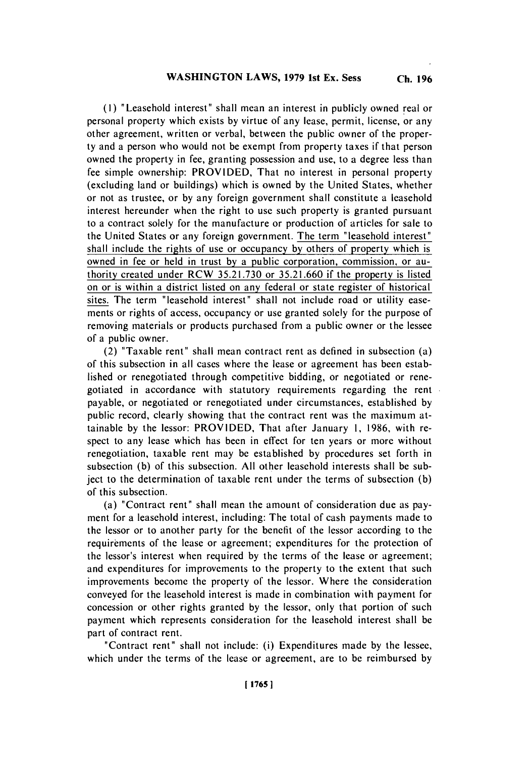(1) "Leasehold interest" shall mean an interest in publicly owned real or personal property which exists by virtue of any lease, permit, license, or any other agreement, written or verbal, between the public owner of the property and a person who would not be exempt from property taxes if that person owned the property in fee, granting possession and use, to a degree less than fee simple ownership: PROVIDED, That no interest in personal property (excluding land or buildings) which is owned by the United States, whether or not as trustee, or by any foreign government shall constitute a leasehold interest hereunder when the right to use such property is granted pursuant to a contract solely for the manufacture or production of articles for sale to the United States or any foreign government. <u>The term "leasehold interest" shall include the rights of use or occupancy by others of property which is owned in fee or held in trust by a public corporation, commission, or authority created under RCW 35.21.730 or 35.21.660 if the property is listed on or is within a district listed on any federal or state register of historical sites.</u> The term "leasehold interest" shall not include road or utility easements or rights of access, occupancy or use granted solely for the purpose of removing materials or products purchased from a public owner or the lessee of a public owner.

(2) "Taxable rent" shall mean contract rent as defined in subsection (a) of this subsection in all cases where the lease or agreement has been established or renegotiated through competitive bidding, or negotiated or renegotiated in accordance with statutory requirements regarding the rent payable, or negotiated or renegotiated under circumstances, established by public record, clearly showing that the contract rent was the maximum attainable by the lessor: PROVIDED, That after January 1, 1986, with respect to any lease which has been in effect for ten years or more without renegotiation, taxable rent may be established by procedures set forth in subsection (b) of this subsection. All other leasehold interests shall be subject to the determination of taxable rent under the terms of subsection (b) of this subsection.

(a) "Contract rent" shall mean the amount of consideration due as payment for a leasehold interest, including: The total of cash payments made to the lessor or to another party for the benefit of the lessor according to the requirements of the lease or agreement; expenditures for the protection of the lessor's interest when required by the terms of the lease or agreement; and expenditures for improvements to the property to the extent that such improvements become the property of the lessor. Where the consideration conveyed for the leasehold interest is made in combination with payment for concession or other rights granted by the lessor, only that portion of such payment which represents consideration for the leasehold interest shall be part of contract rent.

"Contract rent" shall not include: (i) Expenditures made by the lessee, which under the terms of the lease or agreement, are to be reimbursed by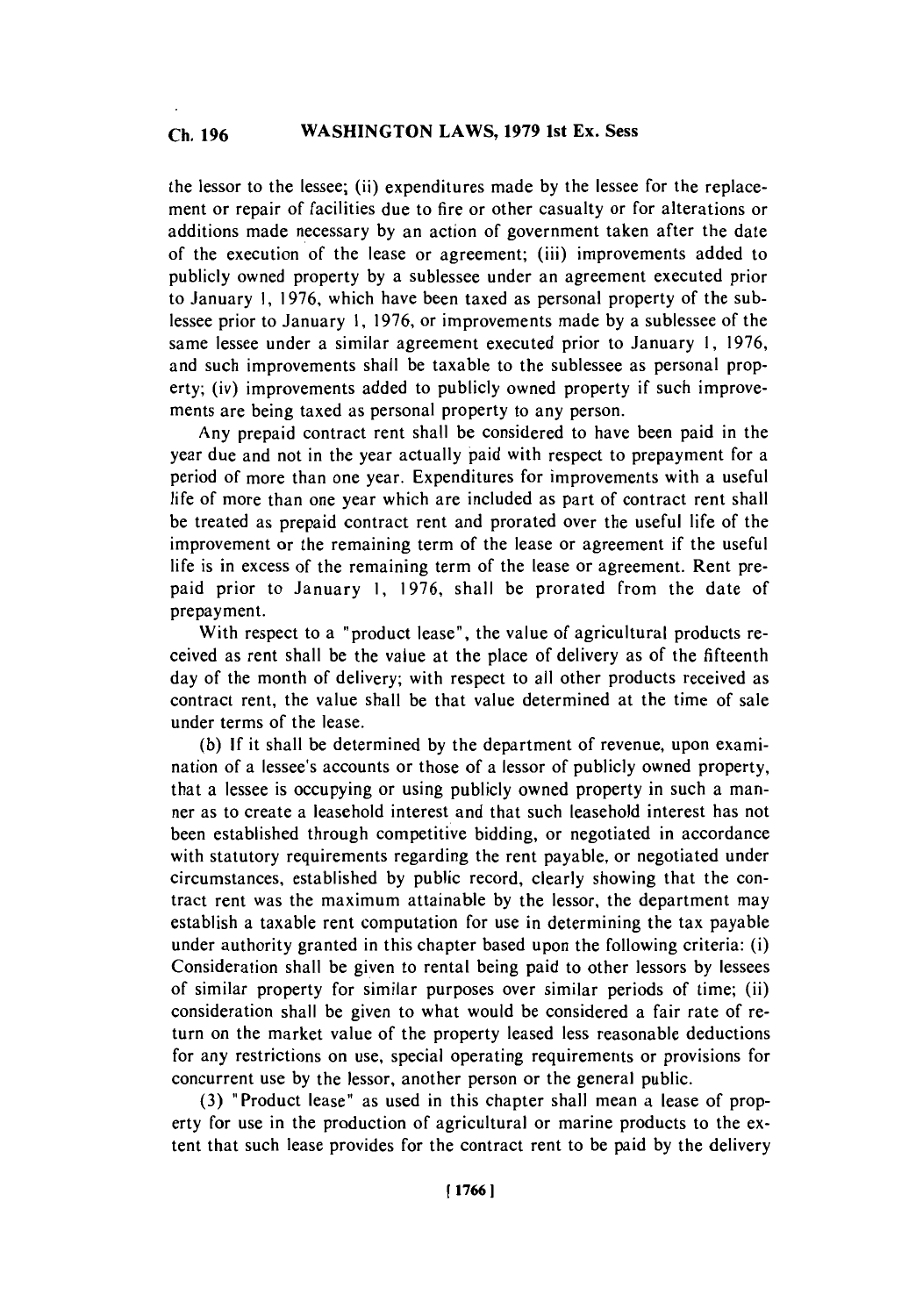the lessor to the lessee; (ii) expenditures made by the lessee for the replacement or repair of facilities due to fire or other casualty or for alterations or additions made necessary by an action of government taken after the date of the execution of the lease or agreement; (iii) improvements added to publicly owned property by a sublessee under an agreement executed prior to January 1, 1976, which have been taxed as personal property of the sublessee prior to January 1, 1976, or improvements made by a sublessee of the same lessee under a similar agreement executed prior to January 1, 1976, and such improvements shall be taxable to the sublessee as personal property; (iv) improvements added to publicly owned property if such improvements are being taxed as personal property to any person.

Any prepaid contract rent shall be considered to have been paid in the year due and not in the year actually paid with respect to prepayment for a period of more than one year. Expenditures for improvements with a useful life of more than one year which are included as part of contract rent shall be treated as prepaid contract rent and prorated over the useful life of the improvement or the remaining term of the lease or agreement if the useful life is in excess of the remaining term of the lease or agreement. Rent prepaid prior to January 1, 1976, shall be prorated from the date of prepayment.

With respect to a "product lease", the value of agricultural products received as rent shall be the value at the place of delivery as of the fifteenth day of the month of delivery; with respect to all other products received as contract rent, the value shall be that value determined at the time of sale under terms of the lease.

(b) If it shall be determined by the department of revenue, upon examination of a lessee's accounts or those of a lessor of publicly owned property, that a lessee is occupying or using publicly owned property in such a manner as to create a leasehold interest and that such leasehold interest has not been established through competitive bidding, or negotiated in accordance with statutory requirements regarding the rent payable, or negotiated under circumstances, established by public record, clearly showing that the contract rent was the maximum attainable by the lessor, the department may establish a taxable rent computation for use in determining the tax payable under authority granted in this chapter based upon the following criteria: (i) Consideration shall be given to rental being paid to other lessors by lessees of similar property for similar purposes over similar periods of time; (ii) consideration shall be given to what would be considered a fair rate of return on the market value of the property leased less reasonable deductions for any restrictions on use, special operating requirements or provisions for concurrent use by the lessor, another person or the general public.

(3) "Product lease" as used in this chapter shall mean a lease of property for use in the production of agricultural or marine products to the extent that such lease provides for the contract rent to be paid by the delivery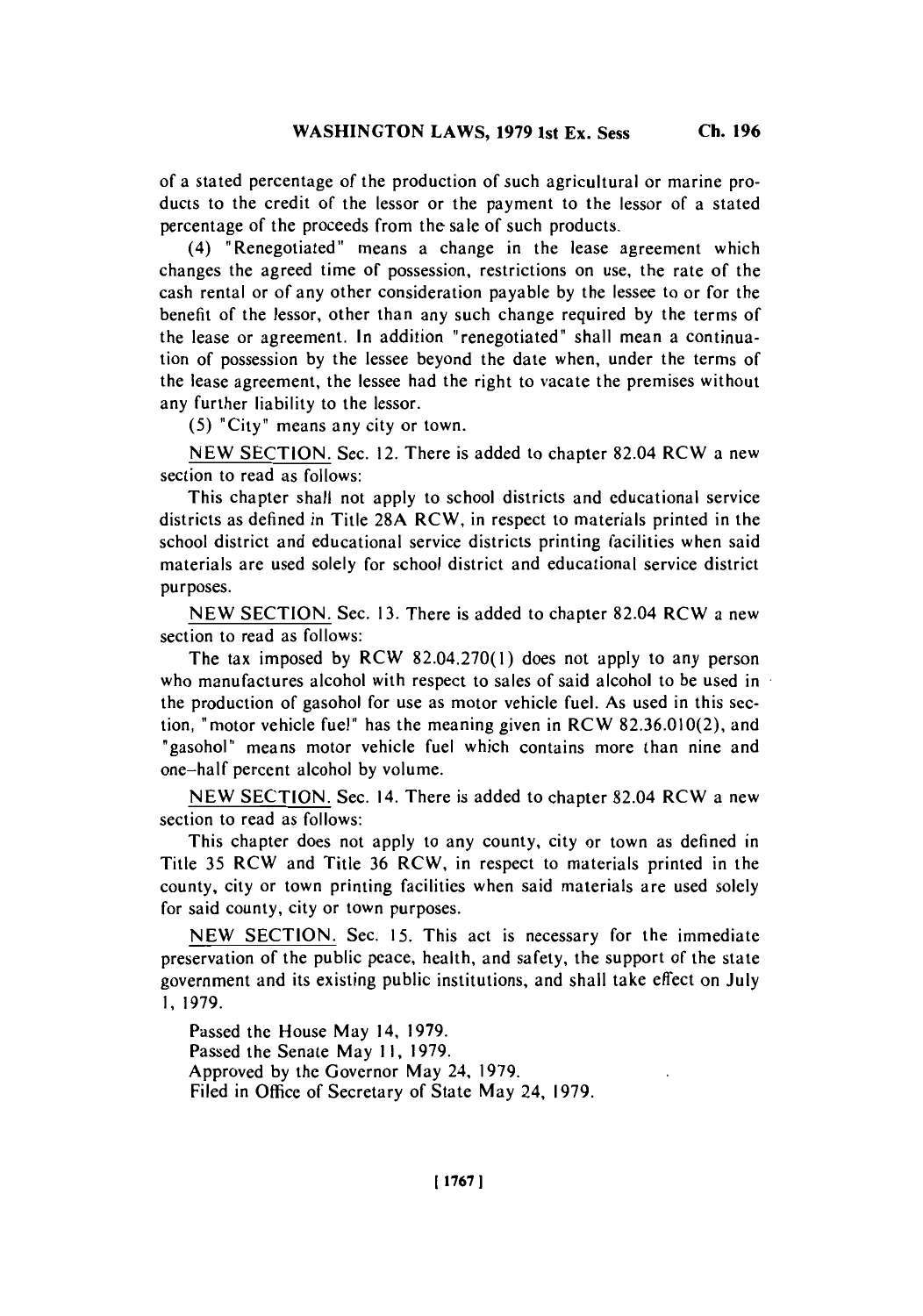of a stated percentage of the production of such agricultural or marine products to the credit of the lessor or the payment to the lessor of a stated percentage of the proceeds from the sale of such products.

(4) "Renegotiated" means a change in the lease agreement which changes the agreed time of possession, restrictions on use, the rate of the cash rental or of any other consideration payable by the lessee to or for the benefit of the lessor, other than any such change required by the terms of the lease or agreement. In addition "renegotiated" shall mean a continuation of possession by the lessee beyond the date when, under the terms of the lease agreement, the lessee had the right to vacate the premises without any further liability to the lessor.

(5) "City" means any city or town.

NEW SECTION. Sec. 12. There is added to chapter 82.04 RCW a new section to read as follows:

This chapter shall not apply to school districts and educational service districts as defined in Title 28A RCW, in respect to materials printed in the school district and educational service districts printing facilities when said materials are used solely for school district and educational service district purposes.

NEW SECTION. Sec. 13. There is added to chapter 82.04 RCW a new section to read as follows:

The tax imposed by RCW 82.04.270(1) does not apply to any person who manufactures alcohol with respect to sales of said alcohol to be used in the production of gasohol for use as motor vehicle fuel. As used in this section, "motor vehicle fuel" has the meaning given in RCW 82.36.010(2), and "gasohol" means motor vehicle fuel which contains more than nine and one-half percent alcohol by volume.

NEW SECTION. Sec. 14. There is added to chapter 82.04 RCW a new section to read as follows:

This chapter does not apply to any county, city or town as defined in Title 35 RCW and Title 36 RCW, in respect to materials printed in the county, city or town printing facilities when said materials are used solely for said county, city or town purposes.

NEW SECTION. Sec. 15. This act is necessary for the immediate preservation of the public peace, health, and safety, the support of the state government and its existing public institutions, and shall take effect on July 1, 1979.

Passed the House May 14, 1979.
Passed the Senate May 11, 1979.
Approved by the Governor May 24, 1979.
Filed in Office of Secretary of State May 24, 1979.